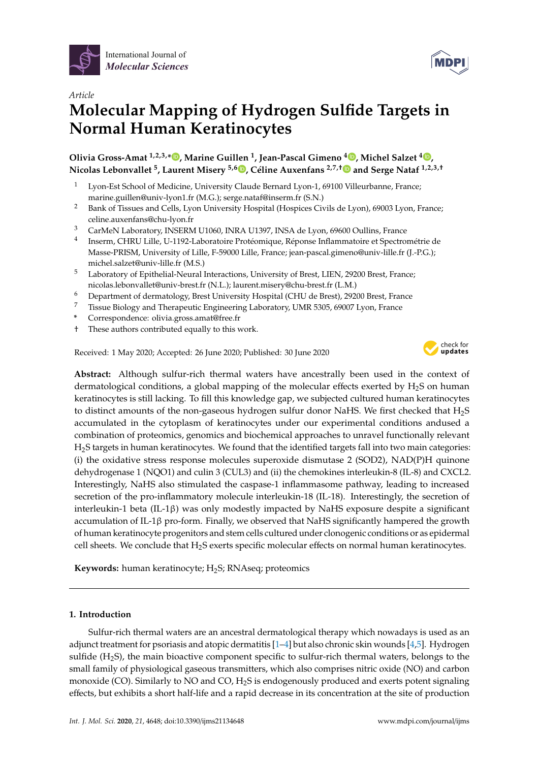Article

# Molecular Mapping of Hydrogen Sulfide Targets in Normal Human Keratinocytes

**Olivia Gross-Amat [1,2,3,*], Marine Guillen [1], Jean-Pascal Gimeno [4], Michel Salzet [4], Nicolas Lebonvallet [5], Laurent Misery [5,6], Céline Auxenfans [2,7,†] and Serge Nataf [1,2,3,†]**

1 Lyon-Est School of Medicine, University Claude Bernard Lyon-1, 69100 Villeurbanne, France; marine.guillen@univ-lyon1.fr (M.G.); serge.nataf@inserm.fr (S.N.)
2 Bank of Tissues and Cells, Lyon University Hospital (Hospices Civils de Lyon), 69003 Lyon, France; celine.auxenfans@chu-lyon.fr
3 CarMeN Laboratory, INSERM U1060, INRA U1397, INSA de Lyon, 69600 Oullins, France
4 Inserm, CHRU Lille, U-1192-Laboratoire Protéomique, Réponse Inflammatoire et Spectrométrie de Masse-PRISM, University of Lille, F-59000 Lille, France; jean-pascal.gimeno@univ-lille.fr (J.-P.G.); michel.salzet@univ-lille.fr (M.S.)
5 Laboratory of Epithelial-Neural Interactions, University of Brest, LIEN, 29200 Brest, France; nicolas.lebonvallet@univ-brest.fr (N.L.); laurent.misery@chu-brest.fr (L.M.)
6 Department of dermatology, Brest University Hospital (CHU de Brest), 29200 Brest, France
7 Tissue Biology and Therapeutic Engineering Laboratory, UMR 5305, 69007 Lyon, France
\* Correspondence: olivia.gross.amat@free.fr
† These authors contributed equally to this work.

Received: 1 May 2020; Accepted: 26 June 2020; Published: 30 June 2020

**Abstract:** Although sulfur-rich thermal waters have ancestrally been used in the context of dermatological conditions, a global mapping of the molecular effects exerted by $H_2S$ on human keratinocytes is still lacking. To fill this knowledge gap, we subjected cultured human keratinocytes to distinct amounts of the non-gaseous hydrogen sulfur donor NaHS. We first checked that $H_2S$ accumulated in the cytoplasm of keratinocytes under our experimental conditions andused a combination of proteomics, genomics and biochemical approaches to unravel functionally relevant $H_2S$ targets in human keratinocytes. We found that the identified targets fall into two main categories: (i) the oxidative stress response molecules superoxide dismutase 2 (SOD2), NAD(P)H quinone dehydrogenase 1 (NQO1) and culin 3 (CUL3) and (ii) the chemokines interleukin-8 (IL-8) and CXCL2. Interestingly, NaHS also stimulated the caspase-1 inflammasome pathway, leading to increased secretion of the pro-inflammatory molecule interleukin-18 (IL-18). Interestingly, the secretion of interleukin-1 beta (IL-1β) was only modestly impacted by NaHS exposure despite a significant accumulation of IL-1β pro-form. Finally, we observed that NaHS significantly hampered the growth of human keratinocyte progenitors and stem cells cultured under clonogenic conditions or as epidermal cell sheets. We conclude that $H_2S$ exerts specific molecular effects on normal human keratinocytes.

**Keywords:** human keratinocyte; $H_2S$; RNAseq; proteomics

## 1. Introduction

Sulfur-rich thermal waters are an ancestral dermatological therapy which nowadays is used as an adjunct treatment for psoriasis and atopic dermatitis [1–4] but also chronic skin wounds [4,5]. Hydrogen sulfide ($H_2S$), the main bioactive component specific to sulfur-rich thermal waters, belongs to the small family of physiological gaseous transmitters, which also comprises nitric oxide (NO) and carbon monoxide (CO). Similarly to NO and CO, $H_2S$ is endogenously produced and exerts potent signaling effects, but exhibits a short half-life and a rapid decrease in its concentration at the site of production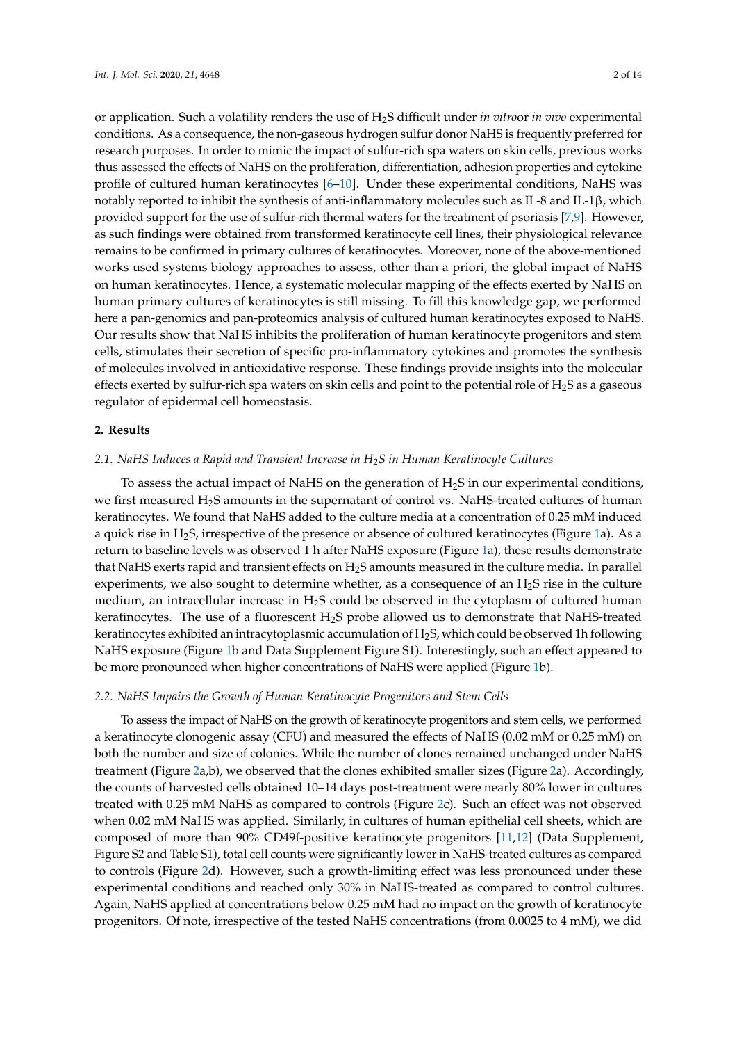or application. Such a volatility renders the use of $H_2S$ difficult under *in vitro*or *in vivo* experimental conditions. As a consequence, the non-gaseous hydrogen sulfur donor NaHS is frequently preferred for research purposes. In order to mimic the impact of sulfur-rich spa waters on skin cells, previous works thus assessed the effects of NaHS on the proliferation, differentiation, adhesion properties and cytokine profile of cultured human keratinocytes [6–10]. Under these experimental conditions, NaHS was notably reported to inhibit the synthesis of anti-inflammatory molecules such as IL-8 and IL-1β, which provided support for the use of sulfur-rich thermal waters for the treatment of psoriasis [7,9]. However, as such findings were obtained from transformed keratinocyte cell lines, their physiological relevance remains to be confirmed in primary cultures of keratinocytes. Moreover, none of the above-mentioned works used systems biology approaches to assess, other than a priori, the global impact of NaHS on human keratinocytes. Hence, a systematic molecular mapping of the effects exerted by NaHS on human primary cultures of keratinocytes is still missing. To fill this knowledge gap, we performed here a pan-genomics and pan-proteomics analysis of cultured human keratinocytes exposed to NaHS. Our results show that NaHS inhibits the proliferation of human keratinocyte progenitors and stem cells, stimulates their secretion of specific pro-inflammatory cytokines and promotes the synthesis of molecules involved in antioxidative response. These findings provide insights into the molecular effects exerted by sulfur-rich spa waters on skin cells and point to the potential role of $H_2S$ as a gaseous regulator of epidermal cell homeostasis.

## 2. Results

### *2.1. NaHS Induces a Rapid and Transient Increase in $H_2S$ in Human Keratinocyte Cultures*

To assess the actual impact of NaHS on the generation of $H_2S$ in our experimental conditions, we first measured $H_2S$ amounts in the supernatant of control vs. NaHS-treated cultures of human keratinocytes. We found that NaHS added to the culture media at a concentration of 0.25 mM induced a quick rise in $H_2S$, irrespective of the presence or absence of cultured keratinocytes (Figure 1a). As a return to baseline levels was observed 1 h after NaHS exposure (Figure 1a), these results demonstrate that NaHS exerts rapid and transient effects on $H_2S$ amounts measured in the culture media. In parallel experiments, we also sought to determine whether, as a consequence of an $H_2S$ rise in the culture medium, an intracellular increase in $H_2S$ could be observed in the cytoplasm of cultured human keratinocytes. The use of a fluorescent $H_2S$ probe allowed us to demonstrate that NaHS-treated keratinocytes exhibited an intracytoplasmic accumulation of $H_2S$, which could be observed 1h following NaHS exposure (Figure 1b and Data Supplement Figure S1). Interestingly, such an effect appeared to be more pronounced when higher concentrations of NaHS were applied (Figure 1b).

### *2.2. NaHS Impairs the Growth of Human Keratinocyte Progenitors and Stem Cells*

To assess the impact of NaHS on the growth of keratinocyte progenitors and stem cells, we performed a keratinocyte clonogenic assay (CFU) and measured the effects of NaHS (0.02 mM or 0.25 mM) on both the number and size of colonies. While the number of clones remained unchanged under NaHS treatment (Figure 2a,b), we observed that the clones exhibited smaller sizes (Figure 2a). Accordingly, the counts of harvested cells obtained 10–14 days post-treatment were nearly 80% lower in cultures treated with 0.25 mM NaHS as compared to controls (Figure 2c). Such an effect was not observed when 0.02 mM NaHS was applied. Similarly, in cultures of human epithelial cell sheets, which are composed of more than 90% CD49f-positive keratinocyte progenitors [11,12] (Data Supplement, Figure S2 and Table S1), total cell counts were significantly lower in NaHS-treated cultures as compared to controls (Figure 2d). However, such a growth-limiting effect was less pronounced under these experimental conditions and reached only 30% in NaHS-treated as compared to control cultures. Again, NaHS applied at concentrations below 0.25 mM had no impact on the growth of keratinocyte progenitors. Of note, irrespective of the tested NaHS concentrations (from 0.0025 to 4 mM), we did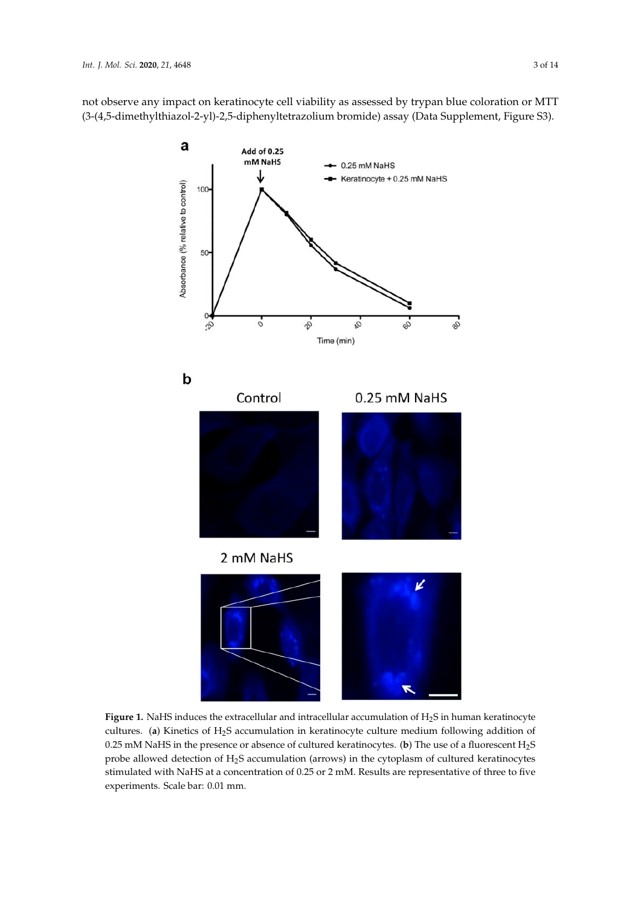not observe any impact on keratinocyte cell viability as assessed by trypan blue coloration or MTT (3-(4,5-dimethylthiazol-2-yl)-2,5-diphenyltetrazolium bromide) assay (Data Supplement, Figure S3).

**Figure 1.** NaHS induces the extracellular and intracellular accumulation of $H_2S$ in human keratinocyte cultures. (**a**) Kinetics of $H_2S$ accumulation in keratinocyte culture medium following addition of 0.25 mM NaHS in the presence or absence of cultured keratinocytes. (**b**) The use of a fluorescent $H_2S$ probe allowed detection of $H_2S$ accumulation (arrows) in the cytoplasm of cultured keratinocytes stimulated with NaHS at a concentration of 0.25 or 2 mM. Results are representative of three to five experiments. Scale bar: 0.01 mm.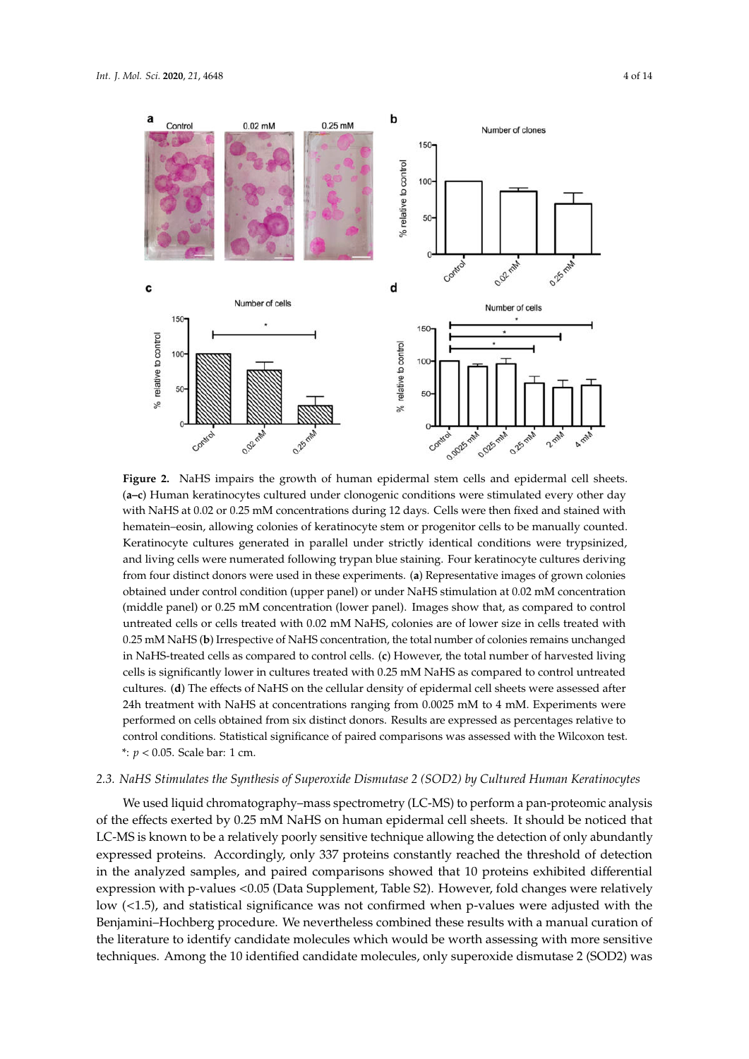**Figure 2.** NaHS impairs the growth of human epidermal stem cells and epidermal cell sheets. (**a–c**) Human keratinocytes cultured under clonogenic conditions were stimulated every other day with NaHS at 0.02 or 0.25 mM concentrations during 12 days. Cells were then fixed and stained with hematein–eosin, allowing colonies of keratinocyte stem or progenitor cells to be manually counted. Keratinocyte cultures generated in parallel under strictly identical conditions were trypsinized, and living cells were numerated following trypan blue staining. Four keratinocyte cultures deriving from four distinct donors were used in these experiments. (**a**) Representative images of grown colonies obtained under control condition (upper panel) or under NaHS stimulation at 0.02 mM concentration (middle panel) or 0.25 mM concentration (lower panel). Images show that, as compared to control untreated cells or cells treated with 0.02 mM NaHS, colonies are of lower size in cells treated with 0.25 mM NaHS (**b**) Irrespective of NaHS concentration, the total number of colonies remains unchanged in NaHS-treated cells as compared to control cells. (**c**) However, the total number of harvested living cells is significantly lower in cultures treated with 0.25 mM NaHS as compared to control untreated cultures. (**d**) The effects of NaHS on the cellular density of epidermal cell sheets were assessed after 24h treatment with NaHS at concentrations ranging from 0.0025 mM to 4 mM. Experiments were performed on cells obtained from six distinct donors. Results are expressed as percentages relative to control conditions. Statistical significance of paired comparisons was assessed with the Wilcoxon test. *: $p < 0.05$. Scale bar: 1 cm.

### 2.3. NaHS Stimulates the Synthesis of Superoxide Dismutase 2 (SOD2) by Cultured Human Keratinocytes

We used liquid chromatography–mass spectrometry (LC-MS) to perform a pan-proteomic analysis of the effects exerted by 0.25 mM NaHS on human epidermal cell sheets. It should be noticed that LC-MS is known to be a relatively poorly sensitive technique allowing the detection of only abundantly expressed proteins. Accordingly, only 337 proteins constantly reached the threshold of detection in the analyzed samples, and paired comparisons showed that 10 proteins exhibited differential expression with p-values <0.05 (Data Supplement, Table S2). However, fold changes were relatively low (<1.5), and statistical significance was not confirmed when p-values were adjusted with the Benjamini–Hochberg procedure. We nevertheless combined these results with a manual curation of the literature to identify candidate molecules which would be worth assessing with more sensitive techniques. Among the 10 identified candidate molecules, only superoxide dismutase 2 (SOD2) was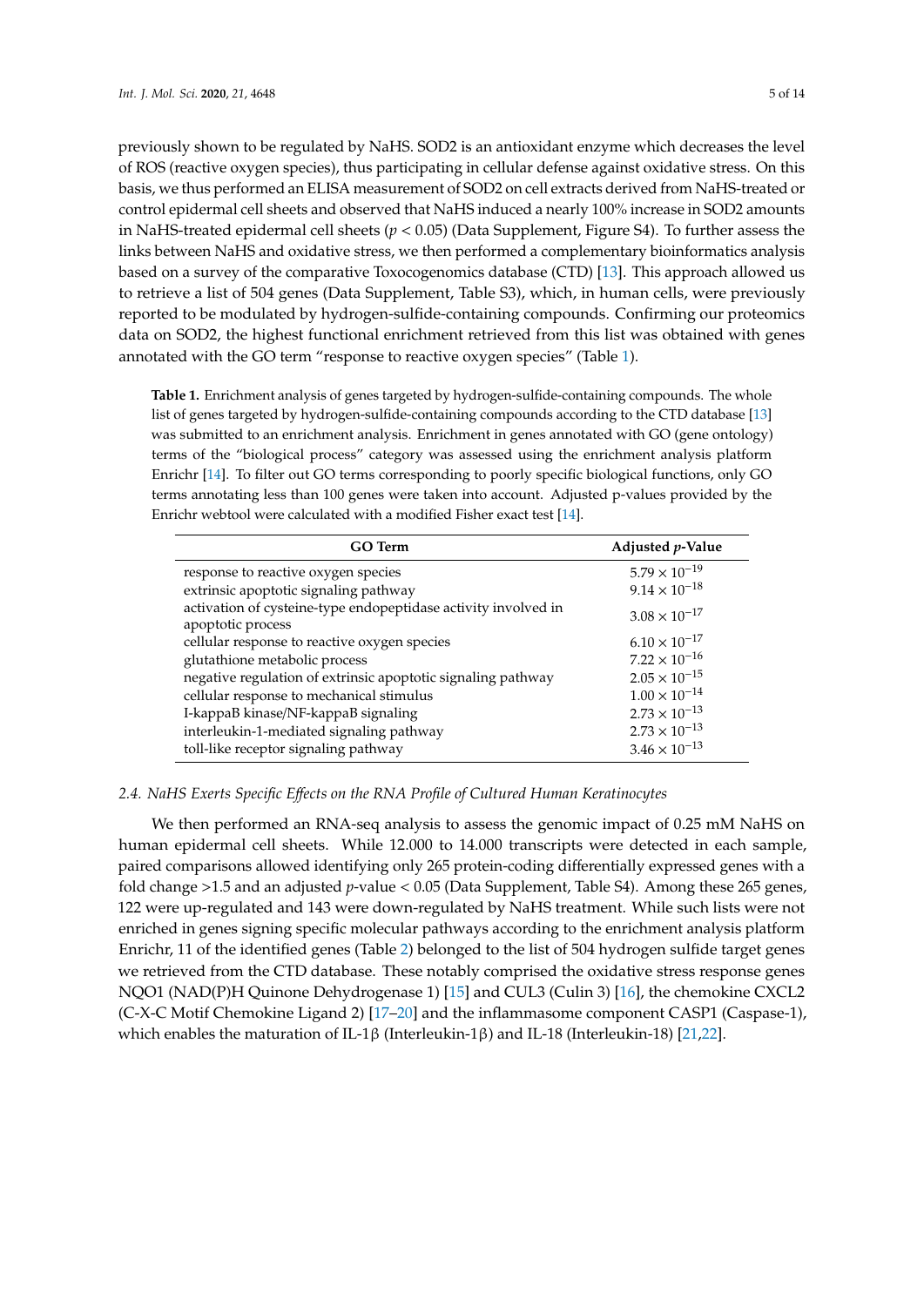previously shown to be regulated by NaHS. SOD2 is an antioxidant enzyme which decreases the level of ROS (reactive oxygen species), thus participating in cellular defense against oxidative stress. On this basis, we thus performed an ELISA measurement of SOD2 on cell extracts derived from NaHS-treated or control epidermal cell sheets and observed that NaHS induced a nearly 100% increase in SOD2 amounts in NaHS-treated epidermal cell sheets ($p < 0.05$) (Data Supplement, Figure S4). To further assess the links between NaHS and oxidative stress, we then performed a complementary bioinformatics analysis based on a survey of the comparative Toxocogenomics database (CTD) [13]. This approach allowed us to retrieve a list of 504 genes (Data Supplement, Table S3), which, in human cells, were previously reported to be modulated by hydrogen-sulfide-containing compounds. Confirming our proteomics data on SOD2, the highest functional enrichment retrieved from this list was obtained with genes annotated with the GO term "response to reactive oxygen species" (Table 1).

**Table 1.** Enrichment analysis of genes targeted by hydrogen-sulfide-containing compounds. The whole list of genes targeted by hydrogen-sulfide-containing compounds according to the CTD database [13] was submitted to an enrichment analysis. Enrichment in genes annotated with GO (gene ontology) terms of the "biological process" category was assessed using the enrichment analysis platform Enrichr [14]. To filter out GO terms corresponding to poorly specific biological functions, only GO terms annotating less than 100 genes were taken into account. Adjusted p-values provided by the Enrichr webtool were calculated with a modified Fisher exact test [14].

| GO Term | Adjusted *p*-Value |
|---|---|
| response to reactive oxygen species | $5.79 \times 10^{-19}$ |
| extrinsic apoptotic signaling pathway | $9.14 \times 10^{-18}$ |
| activation of cysteine-type endopeptidase activity involved in apoptotic process | $3.08 \times 10^{-17}$ |
| cellular response to reactive oxygen species | $6.10 \times 10^{-17}$ |
| glutathione metabolic process | $7.22 \times 10^{-16}$ |
| negative regulation of extrinsic apoptotic signaling pathway | $2.05 \times 10^{-15}$ |
| cellular response to mechanical stimulus | $1.00 \times 10^{-14}$ |
| I-kappaB kinase/NF-kappaB signaling | $2.73 \times 10^{-13}$ |
| interleukin-1-mediated signaling pathway | $2.73 \times 10^{-13}$ |
| toll-like receptor signaling pathway | $3.46 \times 10^{-13}$ |

### *2.4. NaHS Exerts Specific Effects on the RNA Profile of Cultured Human Keratinocytes*

We then performed an RNA-seq analysis to assess the genomic impact of 0.25 mM NaHS on human epidermal cell sheets. While 12.000 to 14.000 transcripts were detected in each sample, paired comparisons allowed identifying only 265 protein-coding differentially expressed genes with a fold change >1.5 and an adjusted $p$-value < 0.05 (Data Supplement, Table S4). Among these 265 genes, 122 were up-regulated and 143 were down-regulated by NaHS treatment. While such lists were not enriched in genes signing specific molecular pathways according to the enrichment analysis platform Enrichr, 11 of the identified genes (Table 2) belonged to the list of 504 hydrogen sulfide target genes we retrieved from the CTD database. These notably comprised the oxidative stress response genes NQO1 (NAD(P)H Quinone Dehydrogenase 1) [15] and CUL3 (Culin 3) [16], the chemokine CXCL2 (C-X-C Motif Chemokine Ligand 2) [17–20] and the inflammasome component CASP1 (Caspase-1), which enables the maturation of IL-1β (Interleukin-1β) and IL-18 (Interleukin-18) [21,22].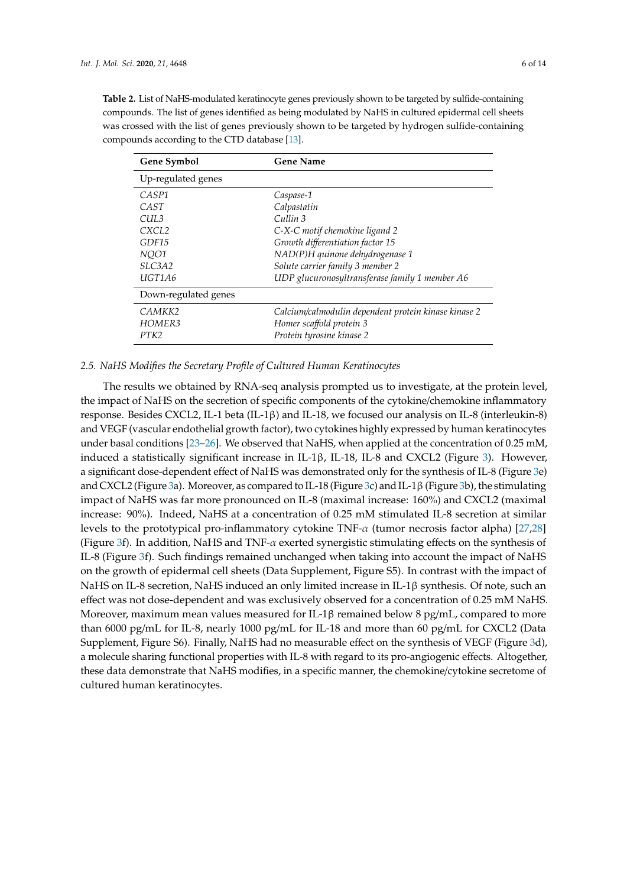**Table 2.** List of NaHS-modulated keratinocyte genes previously shown to be targeted by sulfide-containing compounds. The list of genes identified as being modulated by NaHS in cultured epidermal cell sheets was crossed with the list of genes previously shown to be targeted by hydrogen sulfide-containing compounds according to the CTD database [13].

| Gene Symbol | Gene Name |
|---|---|
| Up-regulated genes | |
| *CASP1* | *Caspase-1* |
| *CAST* | *Calpastatin* |
| *CUL3* | *Cullin 3* |
| *CXCL2* | *C-X-C motif chemokine ligand 2* |
| *GDF15* | *Growth differentiation factor 15* |
| *NQO1* | *NAD(P)H quinone dehydrogenase 1* |
| *SLC3A2* | *Solute carrier family 3 member 2* |
| *UGT1A6* | *UDP glucuronosyltransferase family 1 member A6* |
| Down-regulated genes | |
| *CAMKK2* | *Calcium/calmodulin dependent protein kinase kinase 2* |
| *HOMER3* | *Homer scaffold protein 3* |
| *PTK2* | *Protein tyrosine kinase 2* |

### 2.5. NaHS Modifies the Secretary Profile of Cultured Human Keratinocytes

The results we obtained by RNA-seq analysis prompted us to investigate, at the protein level, the impact of NaHS on the secretion of specific components of the cytokine/chemokine inflammatory response. Besides CXCL2, IL-1 beta (IL-1β) and IL-18, we focused our analysis on IL-8 (interleukin-8) and VEGF (vascular endothelial growth factor), two cytokines highly expressed by human keratinocytes under basal conditions [23–26]. We observed that NaHS, when applied at the concentration of 0.25 mM, induced a statistically significant increase in IL-1β, IL-18, IL-8 and CXCL2 (Figure 3). However, a significant dose-dependent effect of NaHS was demonstrated only for the synthesis of IL-8 (Figure 3e) and CXCL2 (Figure 3a). Moreover, as compared to IL-18 (Figure 3c) and IL-1β (Figure 3b), the stimulating impact of NaHS was far more pronounced on IL-8 (maximal increase: 160%) and CXCL2 (maximal increase: 90%). Indeed, NaHS at a concentration of 0.25 mM stimulated IL-8 secretion at similar levels to the prototypical pro-inflammatory cytokine TNF-$\alpha$ (tumor necrosis factor alpha) [27,28] (Figure 3f). In addition, NaHS and TNF-$\alpha$ exerted synergistic stimulating effects on the synthesis of IL-8 (Figure 3f). Such findings remained unchanged when taking into account the impact of NaHS on the growth of epidermal cell sheets (Data Supplement, Figure S5). In contrast with the impact of NaHS on IL-8 secretion, NaHS induced an only limited increase in IL-1β synthesis. Of note, such an effect was not dose-dependent and was exclusively observed for a concentration of 0.25 mM NaHS. Moreover, maximum mean values measured for IL-1β remained below 8 pg/mL, compared to more than 6000 pg/mL for IL-8, nearly 1000 pg/mL for IL-18 and more than 60 pg/mL for CXCL2 (Data Supplement, Figure S6). Finally, NaHS had no measurable effect on the synthesis of VEGF (Figure 3d), a molecule sharing functional properties with IL-8 with regard to its pro-angiogenic effects. Altogether, these data demonstrate that NaHS modifies, in a specific manner, the chemokine/cytokine secretome of cultured human keratinocytes.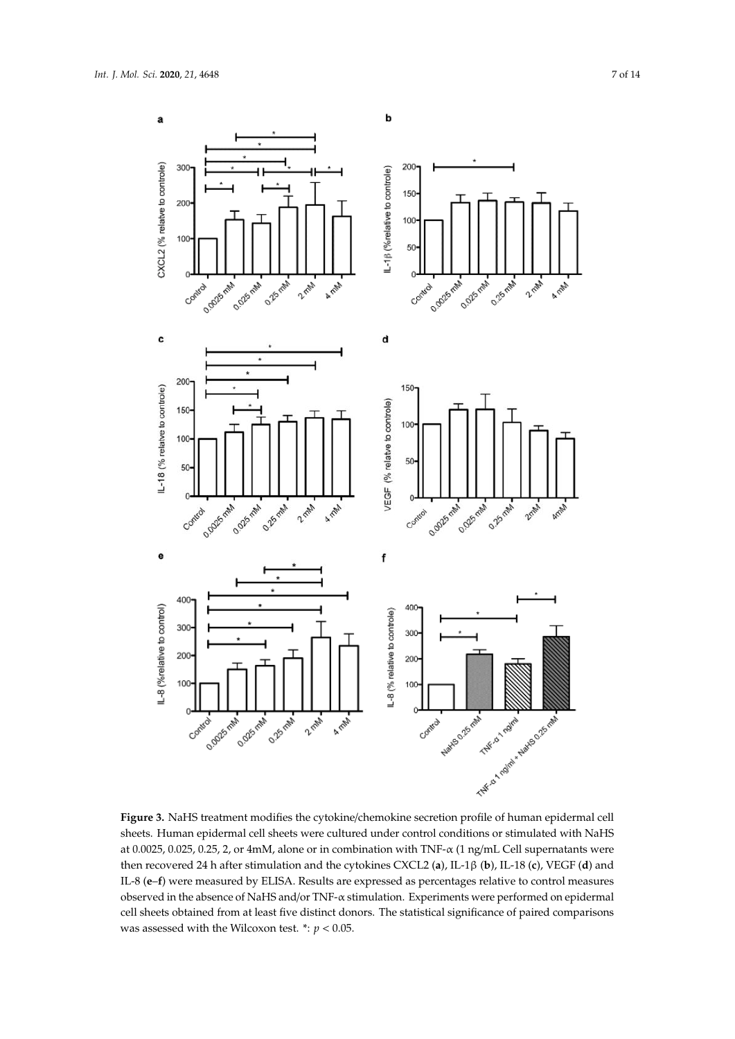**Figure 3.** NaHS treatment modifies the cytokine/chemokine secretion profile of human epidermal cell sheets. Human epidermal cell sheets were cultured under control conditions or stimulated with NaHS at 0.0025, 0.025, 0.25, 2, or 4mM, alone or in combination with TNF-α (1 ng/mL Cell supernatants were then recovered 24 h after stimulation and the cytokines CXCL2 (**a**), IL-1β (**b**), IL-18 (**c**), VEGF (**d**) and IL-8 (**e**–**f**) were measured by ELISA. Results are expressed as percentages relative to control measures observed in the absence of NaHS and/or TNF-α stimulation. Experiments were performed on epidermal cell sheets obtained from at least five distinct donors. The statistical significance of paired comparisons was assessed with the Wilcoxon test. *: $p < 0.05$.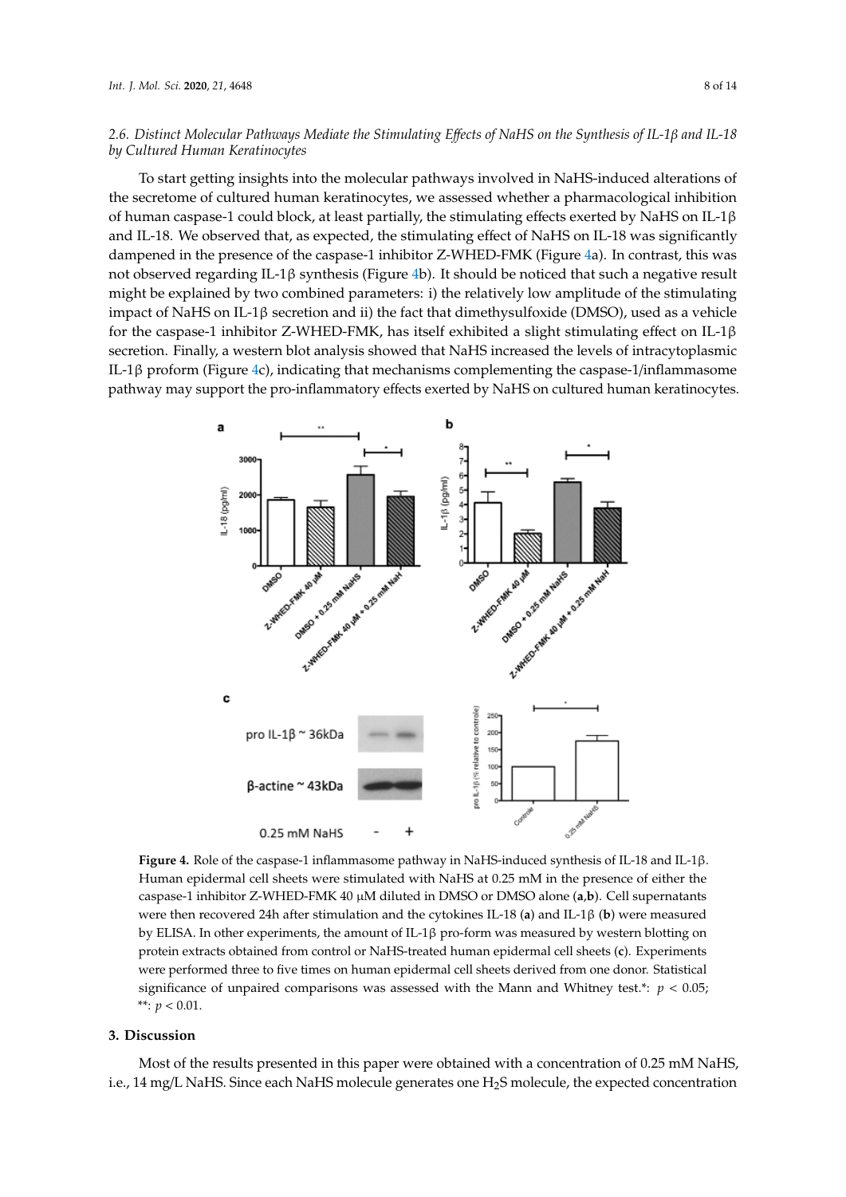### 2.6. Distinct Molecular Pathways Mediate the Stimulating Effects of NaHS on the Synthesis of IL-1β and IL-18 by Cultured Human Keratinocytes

To start getting insights into the molecular pathways involved in NaHS-induced alterations of the secretome of cultured human keratinocytes, we assessed whether a pharmacological inhibition of human caspase-1 could block, at least partially, the stimulating effects exerted by NaHS on IL-1β and IL-18. We observed that, as expected, the stimulating effect of NaHS on IL-18 was significantly dampened in the presence of the caspase-1 inhibitor Z-WHED-FMK (Figure 4a). In contrast, this was not observed regarding IL-1β synthesis (Figure 4b). It should be noticed that such a negative result might be explained by two combined parameters: i) the relatively low amplitude of the stimulating impact of NaHS on IL-1β secretion and ii) the fact that dimethysulfoxide (DMSO), used as a vehicle for the caspase-1 inhibitor Z-WHED-FMK, has itself exhibited a slight stimulating effect on IL-1β secretion. Finally, a western blot analysis showed that NaHS increased the levels of intracytoplasmic IL-1β proform (Figure 4c), indicating that mechanisms complementing the caspase-1/inflammasome pathway may support the pro-inflammatory effects exerted by NaHS on cultured human keratinocytes.

**Figure 4.** Role of the caspase-1 inflammasome pathway in NaHS-induced synthesis of IL-18 and IL-1β. Human epidermal cell sheets were stimulated with NaHS at 0.25 mM in the presence of either the caspase-1 inhibitor Z-WHED-FMK 40 μM diluted in DMSO or DMSO alone (**a**,**b**). Cell supernatants were then recovered 24h after stimulation and the cytokines IL-18 (**a**) and IL-1β (**b**) were measured by ELISA. In other experiments, the amount of IL-1β pro-form was measured by western blotting on protein extracts obtained from control or NaHS-treated human epidermal cell sheets (**c**). Experiments were performed three to five times on human epidermal cell sheets derived from one donor. Statistical significance of unpaired comparisons was assessed with the Mann and Whitney test.*: $p < 0.05$; **: $p < 0.01$.

## 3. Discussion

Most of the results presented in this paper were obtained with a concentration of 0.25 mM NaHS, i.e., 14 mg/L NaHS. Since each NaHS molecule generates one $H_2S$ molecule, the expected concentration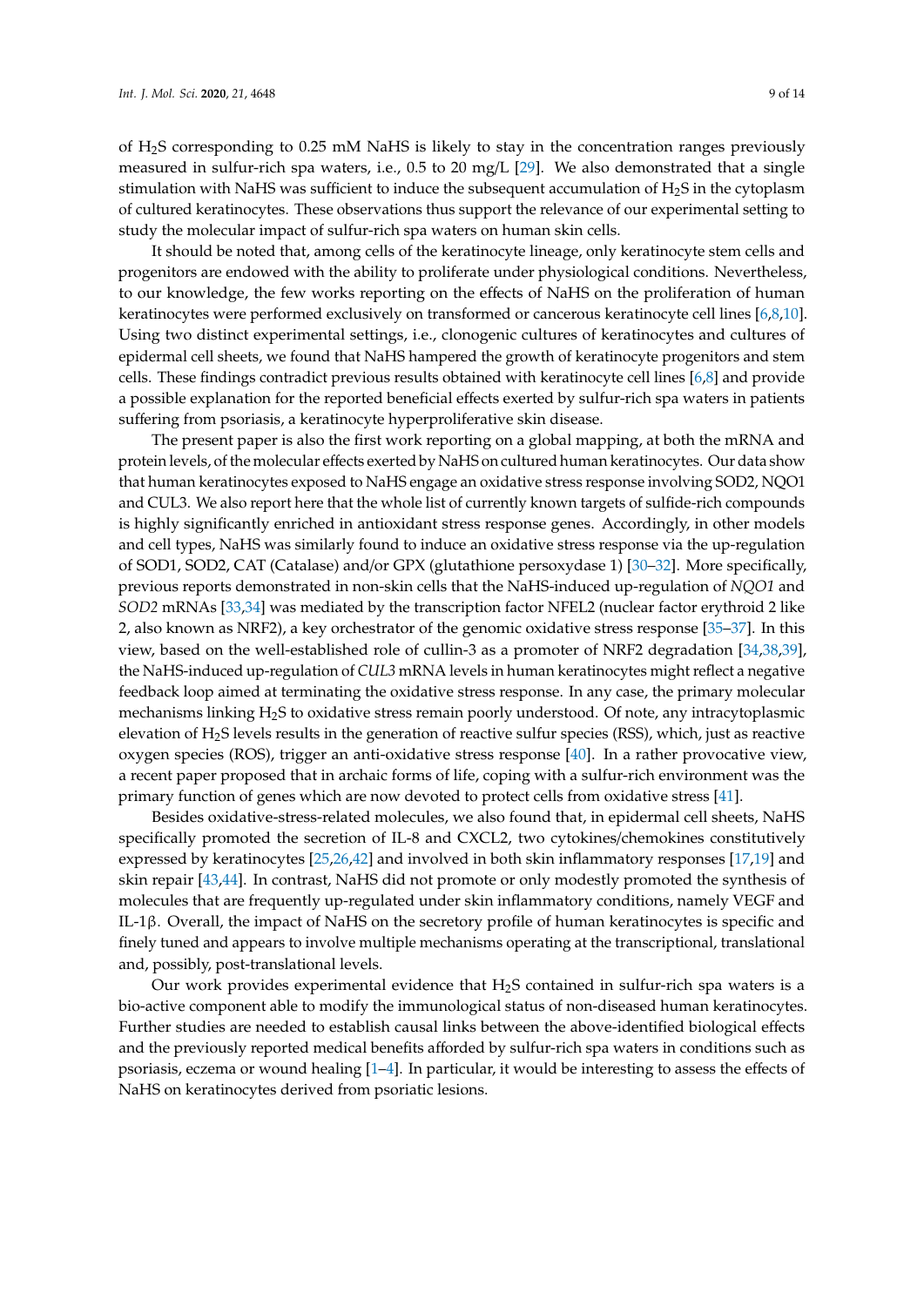of $H_2S$ corresponding to 0.25 mM NaHS is likely to stay in the concentration ranges previously measured in sulfur-rich spa waters, i.e., 0.5 to 20 mg/L [29]. We also demonstrated that a single stimulation with NaHS was sufficient to induce the subsequent accumulation of $H_2S$ in the cytoplasm of cultured keratinocytes. These observations thus support the relevance of our experimental setting to study the molecular impact of sulfur-rich spa waters on human skin cells.

It should be noted that, among cells of the keratinocyte lineage, only keratinocyte stem cells and progenitors are endowed with the ability to proliferate under physiological conditions. Nevertheless, to our knowledge, the few works reporting on the effects of NaHS on the proliferation of human keratinocytes were performed exclusively on transformed or cancerous keratinocyte cell lines [6,8,10]. Using two distinct experimental settings, i.e., clonogenic cultures of keratinocytes and cultures of epidermal cell sheets, we found that NaHS hampered the growth of keratinocyte progenitors and stem cells. These findings contradict previous results obtained with keratinocyte cell lines [6,8] and provide a possible explanation for the reported beneficial effects exerted by sulfur-rich spa waters in patients suffering from psoriasis, a keratinocyte hyperproliferative skin disease.

The present paper is also the first work reporting on a global mapping, at both the mRNA and protein levels, of the molecular effects exerted by NaHS on cultured human keratinocytes. Our data show that human keratinocytes exposed to NaHS engage an oxidative stress response involving SOD2, NQO1 and CUL3. We also report here that the whole list of currently known targets of sulfide-rich compounds is highly significantly enriched in antioxidant stress response genes. Accordingly, in other models and cell types, NaHS was similarly found to induce an oxidative stress response via the up-regulation of SOD1, SOD2, CAT (Catalase) and/or GPX (glutathione persoxydase 1) [30–32]. More specifically, previous reports demonstrated in non-skin cells that the NaHS-induced up-regulation of *NQO1* and *SOD2* mRNAs [33,34] was mediated by the transcription factor NFEL2 (nuclear factor erythroid 2 like 2, also known as NRF2), a key orchestrator of the genomic oxidative stress response [35–37]. In this view, based on the well-established role of cullin-3 as a promoter of NRF2 degradation [34,38,39], the NaHS-induced up-regulation of *CUL3* mRNA levels in human keratinocytes might reflect a negative feedback loop aimed at terminating the oxidative stress response. In any case, the primary molecular mechanisms linking $H_2S$ to oxidative stress remain poorly understood. Of note, any intracytoplasmic elevation of $H_2S$ levels results in the generation of reactive sulfur species (RSS), which, just as reactive oxygen species (ROS), trigger an anti-oxidative stress response [40]. In a rather provocative view, a recent paper proposed that in archaic forms of life, coping with a sulfur-rich environment was the primary function of genes which are now devoted to protect cells from oxidative stress [41].

Besides oxidative-stress-related molecules, we also found that, in epidermal cell sheets, NaHS specifically promoted the secretion of IL-8 and CXCL2, two cytokines/chemokines constitutively expressed by keratinocytes [25,26,42] and involved in both skin inflammatory responses [17,19] and skin repair [43,44]. In contrast, NaHS did not promote or only modestly promoted the synthesis of molecules that are frequently up-regulated under skin inflammatory conditions, namely VEGF and IL-1β. Overall, the impact of NaHS on the secretory profile of human keratinocytes is specific and finely tuned and appears to involve multiple mechanisms operating at the transcriptional, translational and, possibly, post-translational levels.

Our work provides experimental evidence that $H_2S$ contained in sulfur-rich spa waters is a bio-active component able to modify the immunological status of non-diseased human keratinocytes. Further studies are needed to establish causal links between the above-identified biological effects and the previously reported medical benefits afforded by sulfur-rich spa waters in conditions such as psoriasis, eczema or wound healing [1–4]. In particular, it would be interesting to assess the effects of NaHS on keratinocytes derived from psoriatic lesions.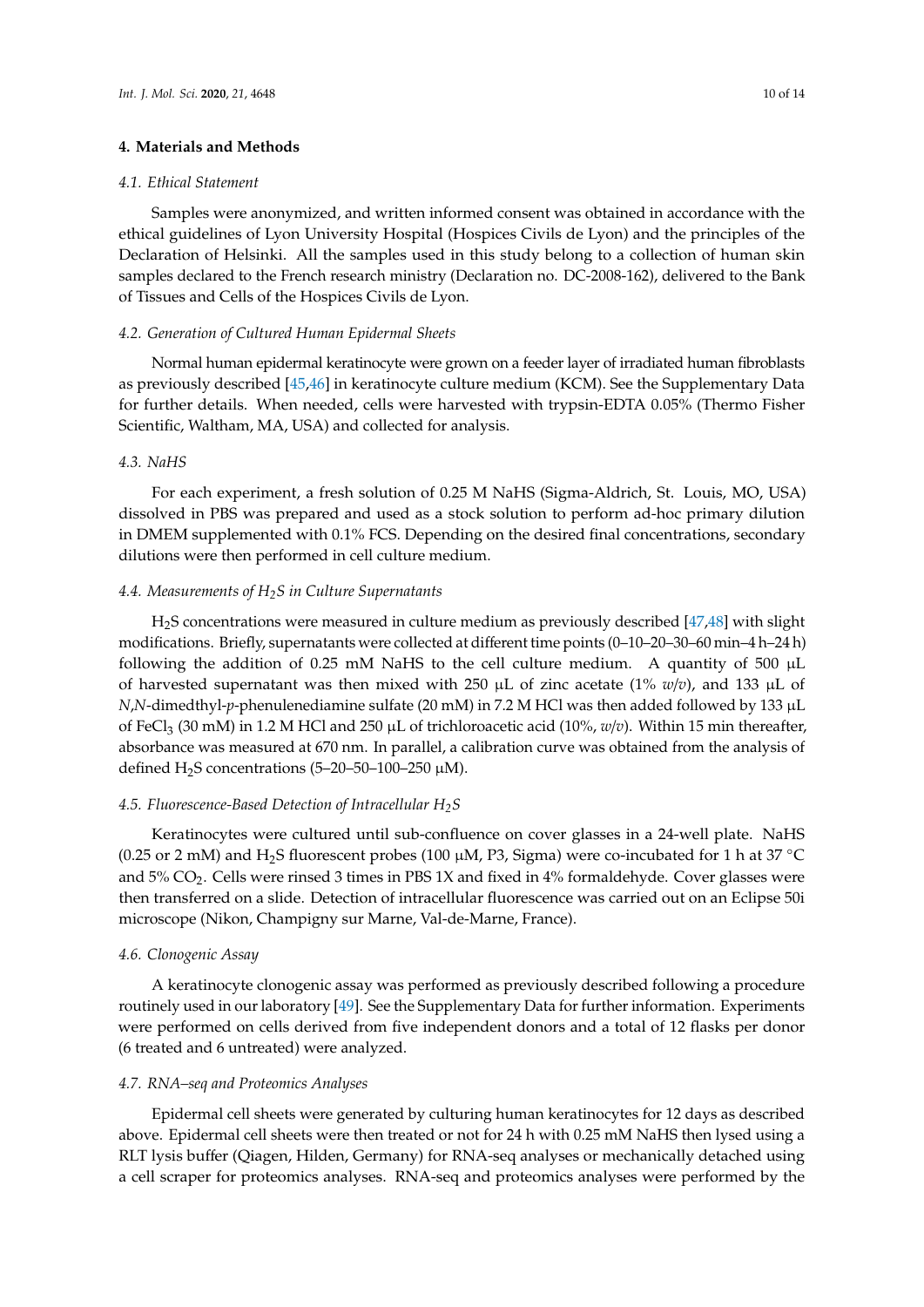## 4. Materials and Methods

### 4.1. Ethical Statement

Samples were anonymized, and written informed consent was obtained in accordance with the ethical guidelines of Lyon University Hospital (Hospices Civils de Lyon) and the principles of the Declaration of Helsinki. All the samples used in this study belong to a collection of human skin samples declared to the French research ministry (Declaration no. DC-2008-162), delivered to the Bank of Tissues and Cells of the Hospices Civils de Lyon.

### 4.2. Generation of Cultured Human Epidermal Sheets

Normal human epidermal keratinocyte were grown on a feeder layer of irradiated human fibroblasts as previously described [45,46] in keratinocyte culture medium (KCM). See the Supplementary Data for further details. When needed, cells were harvested with trypsin-EDTA 0.05% (Thermo Fisher Scientific, Waltham, MA, USA) and collected for analysis.

### 4.3. NaHS

For each experiment, a fresh solution of 0.25 M NaHS (Sigma-Aldrich, St. Louis, MO, USA) dissolved in PBS was prepared and used as a stock solution to perform ad-hoc primary dilution in DMEM supplemented with 0.1% FCS. Depending on the desired final concentrations, secondary dilutions were then performed in cell culture medium.

### 4.4. Measurements of $H_2S$ in Culture Supernatants

$H_2S$ concentrations were measured in culture medium as previously described [47,48] with slight modifications. Briefly, supernatants were collected at different time points (0–10–20–30–60 min–4 h–24 h) following the addition of 0.25 mM NaHS to the cell culture medium. A quantity of 500 µL of harvested supernatant was then mixed with 250 µL of zinc acetate (1% *w/v*), and 133 µL of *N*,*N*-dimedthyl-*p*-phenulenediamine sulfate (20 mM) in 7.2 M HCl was then added followed by 133 µL of $FeCl_3$ (30 mM) in 1.2 M HCl and 250 µL of trichloroacetic acid (10%, *w/v*). Within 15 min thereafter, absorbance was measured at 670 nm. In parallel, a calibration curve was obtained from the analysis of defined $H_2S$ concentrations (5–20–50–100–250 µM).

### 4.5. Fluorescence-Based Detection of Intracellular $H_2S$

Keratinocytes were cultured until sub-confluence on cover glasses in a 24-well plate. NaHS (0.25 or 2 mM) and $H_2S$ fluorescent probes (100 µM, P3, Sigma) were co-incubated for 1 h at 37 °C and 5% $CO_2$. Cells were rinsed 3 times in PBS 1X and fixed in 4% formaldehyde. Cover glasses were then transferred on a slide. Detection of intracellular fluorescence was carried out on an Eclipse 50i microscope (Nikon, Champigny sur Marne, Val-de-Marne, France).

### 4.6. Clonogenic Assay

A keratinocyte clonogenic assay was performed as previously described following a procedure routinely used in our laboratory [49]. See the Supplementary Data for further information. Experiments were performed on cells derived from five independent donors and a total of 12 flasks per donor (6 treated and 6 untreated) were analyzed.

### 4.7. RNA–seq and Proteomics Analyses

Epidermal cell sheets were generated by culturing human keratinocytes for 12 days as described above. Epidermal cell sheets were then treated or not for 24 h with 0.25 mM NaHS then lysed using a RLT lysis buffer (Qiagen, Hilden, Germany) for RNA-seq analyses or mechanically detached using a cell scraper for proteomics analyses. RNA-seq and proteomics analyses were performed by the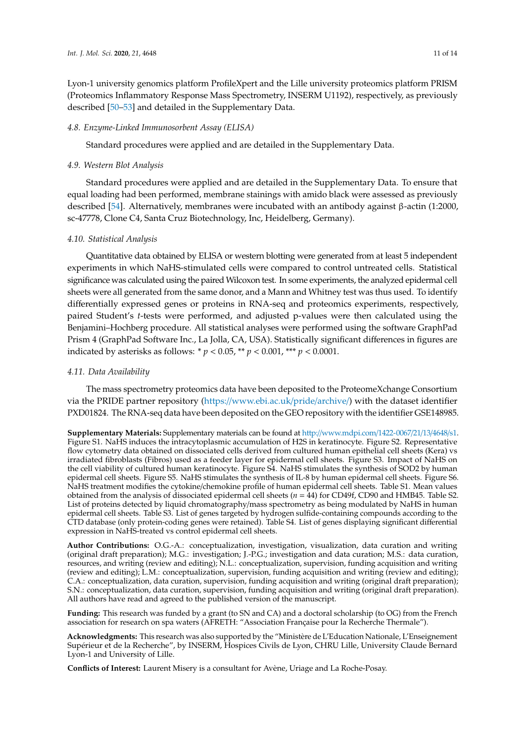Lyon-1 university genomics platform ProfileXpert and the Lille university proteomics platform PRISM (Proteomics Inflammatory Response Mass Spectrometry, INSERM U1192), respectively, as previously described [50–53] and detailed in the Supplementary Data.

### 4.8. Enzyme-Linked Immunosorbent Assay (ELISA)

Standard procedures were applied and are detailed in the Supplementary Data.

### 4.9. Western Blot Analysis

Standard procedures were applied and are detailed in the Supplementary Data. To ensure that equal loading had been performed, membrane stainings with amido black were assessed as previously described [54]. Alternatively, membranes were incubated with an antibody against β-actin (1:2000, sc-47778, Clone C4, Santa Cruz Biotechnology, Inc, Heidelberg, Germany).

### 4.10. Statistical Analysis

Quantitative data obtained by ELISA or western blotting were generated from at least 5 independent experiments in which NaHS-stimulated cells were compared to control untreated cells. Statistical significance was calculated using the paired Wilcoxon test. In some experiments, the analyzed epidermal cell sheets were all generated from the same donor, and a Mann and Whitney test was thus used. To identify differentially expressed genes or proteins in RNA-seq and proteomics experiments, respectively, paired Student's *t*-tests were performed, and adjusted p-values were then calculated using the Benjamini–Hochberg procedure. All statistical analyses were performed using the software GraphPad Prism 4 (GraphPad Software Inc., La Jolla, CA, USA). Statistically significant differences in figures are indicated by asterisks as follows: * $p < 0.05$, ** $p < 0.001$, *** $p < 0.0001$.

### 4.11. Data Availability

The mass spectrometry proteomics data have been deposited to the ProteomeXchange Consortium via the PRIDE partner repository (https://www.ebi.ac.uk/pride/archive/) with the dataset identifier PXD01824. The RNA-seq data have been deposited on the GEO repository with the identifier GSE148985.

**Supplementary Materials:** Supplementary materials can be found at http://www.mdpi.com/1422-0067/21/13/4648/s1. Figure S1. NaHS induces the intracytoplasmic accumulation of H2S in keratinocyte. Figure S2. Representative flow cytometry data obtained on dissociated cells derived from cultured human epithelial cell sheets (Kera) vs irradiated fibroblasts (Fibros) used as a feeder layer for epidermal cell sheets. Figure S3. Impact of NaHS on the cell viability of cultured human keratinocyte. Figure S4. NaHS stimulates the synthesis of SOD2 by human epidermal cell sheets. Figure S5. NaHS stimulates the synthesis of IL-8 by human epidermal cell sheets. Figure S6. NaHS treatment modifies the cytokine/chemokine profile of human epidermal cell sheets. Table S1. Mean values obtained from the analysis of dissociated epidermal cell sheets ($n = 44$) for CD49f, CD90 and HMB45. Table S2. List of proteins detected by liquid chromatography/mass spectrometry as being modulated by NaHS in human epidermal cell sheets. Table S3. List of genes targeted by hydrogen sulfide-containing compounds according to the CTD database (only protein-coding genes were retained). Table S4. List of genes displaying significant differential expression in NaHS-treated vs control epidermal cell sheets.

**Author Contributions:** O.G.-A.: conceptualization, investigation, visualization, data curation and writing (original draft preparation); M.G.: investigation; J.-P.G.; investigation and data curation; M.S.: data curation, resources, and writing (review and editing); N.L.: conceptualization, supervision, funding acquisition and writing (review and editing); L.M.: conceptualization, supervision, funding acquisition and writing (review and editing); C.A.: conceptualization, data curation, supervision, funding acquisition and writing (original draft preparation); S.N.: conceptualization, data curation, supervision, funding acquisition and writing (original draft preparation). All authors have read and agreed to the published version of the manuscript.

**Funding:** This research was funded by a grant (to SN and CA) and a doctoral scholarship (to OG) from the French association for research on spa waters (AFRETH: "Association Française pour la Recherche Thermale").

**Acknowledgments:** This research was also supported by the "Ministère de L'Education Nationale, L'Enseignement Supérieur et de la Recherche", by INSERM, Hospices Civils de Lyon, CHRU Lille, University Claude Bernard Lyon-1 and University of Lille.

**Conflicts of Interest:** Laurent Misery is a consultant for Avène, Uriage and La Roche-Posay.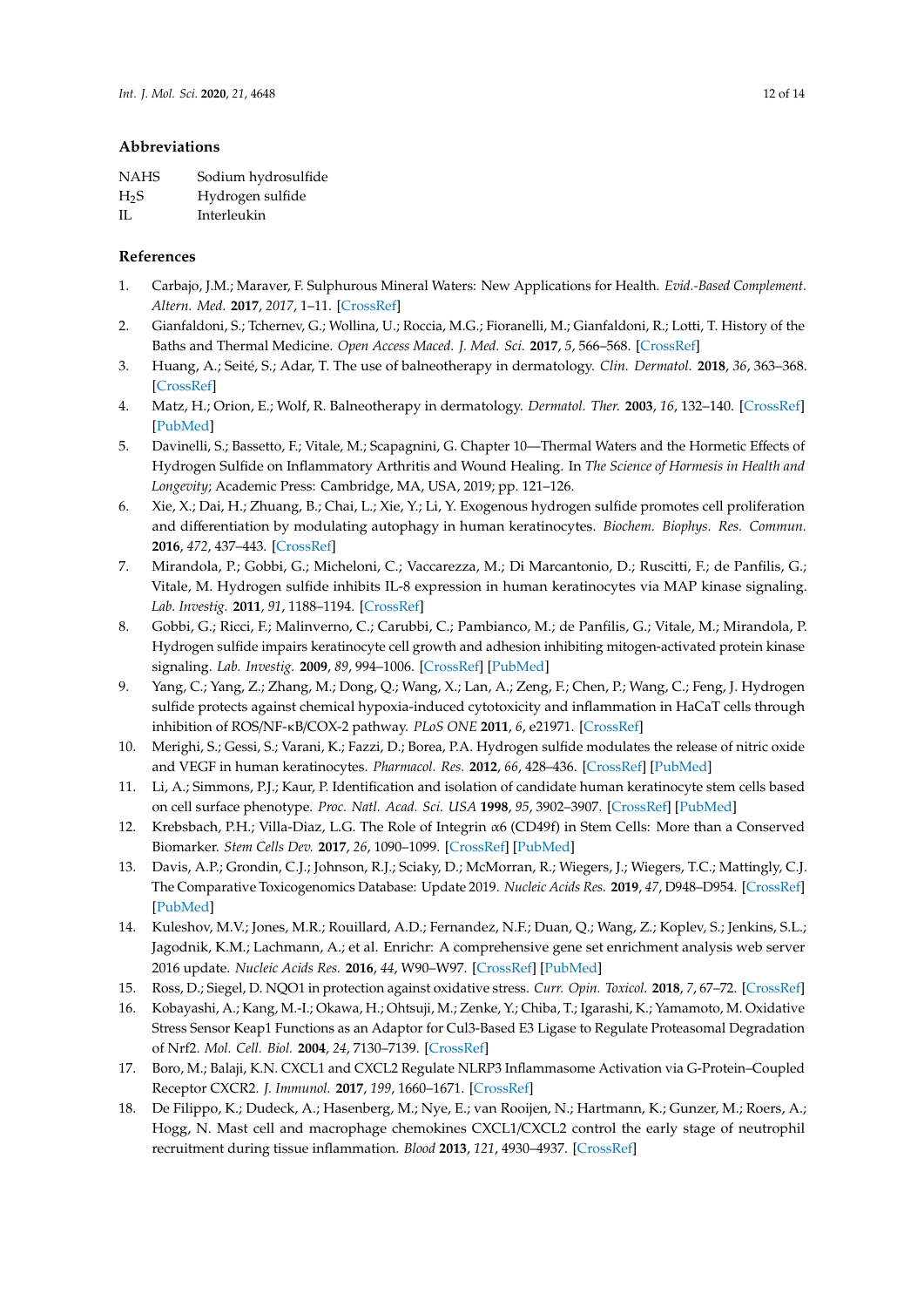## Abbreviations

| | |
|---|---|
| NAHS | Sodium hydrosulfide |
| $H_2S$ | Hydrogen sulfide |
| IL | Interleukin |

## References

1. Carbajo, J.M.; Maraver, F. Sulphurous Mineral Waters: New Applications for Health. *Evid.-Based Complement. Altern. Med.* **2017**, *2017*, 1–11. [CrossRef]
2. Gianfaldoni, S.; Tchernev, G.; Wollina, U.; Roccia, M.G.; Fioranelli, M.; Gianfaldoni, R.; Lotti, T. History of the Baths and Thermal Medicine. *Open Access Maced. J. Med. Sci.* **2017**, *5*, 566–568. [CrossRef]
3. Huang, A.; Seité, S.; Adar, T. The use of balneotherapy in dermatology. *Clin. Dermatol.* **2018**, *36*, 363–368. [CrossRef]
4. Matz, H.; Orion, E.; Wolf, R. Balneotherapy in dermatology. *Dermatol. Ther.* **2003**, *16*, 132–140. [CrossRef] [PubMed]
5. Davinelli, S.; Bassetto, F.; Vitale, M.; Scapagnini, G. Chapter 10—Thermal Waters and the Hormetic Effects of Hydrogen Sulfide on Inflammatory Arthritis and Wound Healing. In *The Science of Hormesis in Health and Longevity*; Academic Press: Cambridge, MA, USA, 2019; pp. 121–126.
6. Xie, X.; Dai, H.; Zhuang, B.; Chai, L.; Xie, Y.; Li, Y. Exogenous hydrogen sulfide promotes cell proliferation and differentiation by modulating autophagy in human keratinocytes. *Biochem. Biophys. Res. Commun.* **2016**, *472*, 437–443. [CrossRef]
7. Mirandola, P.; Gobbi, G.; Micheloni, C.; Vaccarezza, M.; Di Marcantonio, D.; Ruscitti, F.; de Panfilis, G.; Vitale, M. Hydrogen sulfide inhibits IL-8 expression in human keratinocytes via MAP kinase signaling. *Lab. Investig.* **2011**, *91*, 1188–1194. [CrossRef]
8. Gobbi, G.; Ricci, F.; Malinverno, C.; Carubbi, C.; Pambianco, M.; de Panfilis, G.; Vitale, M.; Mirandola, P. Hydrogen sulfide impairs keratinocyte cell growth and adhesion inhibiting mitogen-activated protein kinase signaling. *Lab. Investig.* **2009**, *89*, 994–1006. [CrossRef] [PubMed]
9. Yang, C.; Yang, Z.; Zhang, M.; Dong, Q.; Wang, X.; Lan, A.; Zeng, F.; Chen, P.; Wang, C.; Feng, J. Hydrogen sulfide protects against chemical hypoxia-induced cytotoxicity and inflammation in HaCaT cells through inhibition of ROS/NF-κB/COX-2 pathway. *PLoS ONE* **2011**, *6*, e21971. [CrossRef]
10. Merighi, S.; Gessi, S.; Varani, K.; Fazzi, D.; Borea, P.A. Hydrogen sulfide modulates the release of nitric oxide and VEGF in human keratinocytes. *Pharmacol. Res.* **2012**, *66*, 428–436. [CrossRef] [PubMed]
11. Li, A.; Simmons, P.J.; Kaur, P. Identification and isolation of candidate human keratinocyte stem cells based on cell surface phenotype. *Proc. Natl. Acad. Sci. USA* **1998**, *95*, 3902–3907. [CrossRef] [PubMed]
12. Krebsbach, P.H.; Villa-Diaz, L.G. The Role of Integrin α6 (CD49f) in Stem Cells: More than a Conserved Biomarker. *Stem Cells Dev.* **2017**, *26*, 1090–1099. [CrossRef] [PubMed]
13. Davis, A.P.; Grondin, C.J.; Johnson, R.J.; Sciaky, D.; McMorran, R.; Wiegers, J.; Wiegers, T.C.; Mattingly, C.J. The Comparative Toxicogenomics Database: Update 2019. *Nucleic Acids Res.* **2019**, *47*, D948–D954. [CrossRef] [PubMed]
14. Kuleshov, M.V.; Jones, M.R.; Rouillard, A.D.; Fernandez, N.F.; Duan, Q.; Wang, Z.; Koplev, S.; Jenkins, S.L.; Jagodnik, K.M.; Lachmann, A.; et al. Enrichr: A comprehensive gene set enrichment analysis web server 2016 update. *Nucleic Acids Res.* **2016**, *44*, W90–W97. [CrossRef] [PubMed]
15. Ross, D.; Siegel, D. NQO1 in protection against oxidative stress. *Curr. Opin. Toxicol.* **2018**, *7*, 67–72. [CrossRef]
16. Kobayashi, A.; Kang, M.-I.; Okawa, H.; Ohtsuji, M.; Zenke, Y.; Chiba, T.; Igarashi, K.; Yamamoto, M. Oxidative Stress Sensor Keap1 Functions as an Adaptor for Cul3-Based E3 Ligase to Regulate Proteasomal Degradation of Nrf2. *Mol. Cell. Biol.* **2004**, *24*, 7130–7139. [CrossRef]
17. Boro, M.; Balaji, K.N. CXCL1 and CXCL2 Regulate NLRP3 Inflammasome Activation via G-Protein–Coupled Receptor CXCR2. *J. Immunol.* **2017**, *199*, 1660–1671. [CrossRef]
18. De Filippo, K.; Dudeck, A.; Hasenberg, M.; Nye, E.; van Rooijen, N.; Hartmann, K.; Gunzer, M.; Roers, A.; Hogg, N. Mast cell and macrophage chemokines CXCL1/CXCL2 control the early stage of neutrophil recruitment during tissue inflammation. *Blood* **2013**, *121*, 4930–4937. [CrossRef]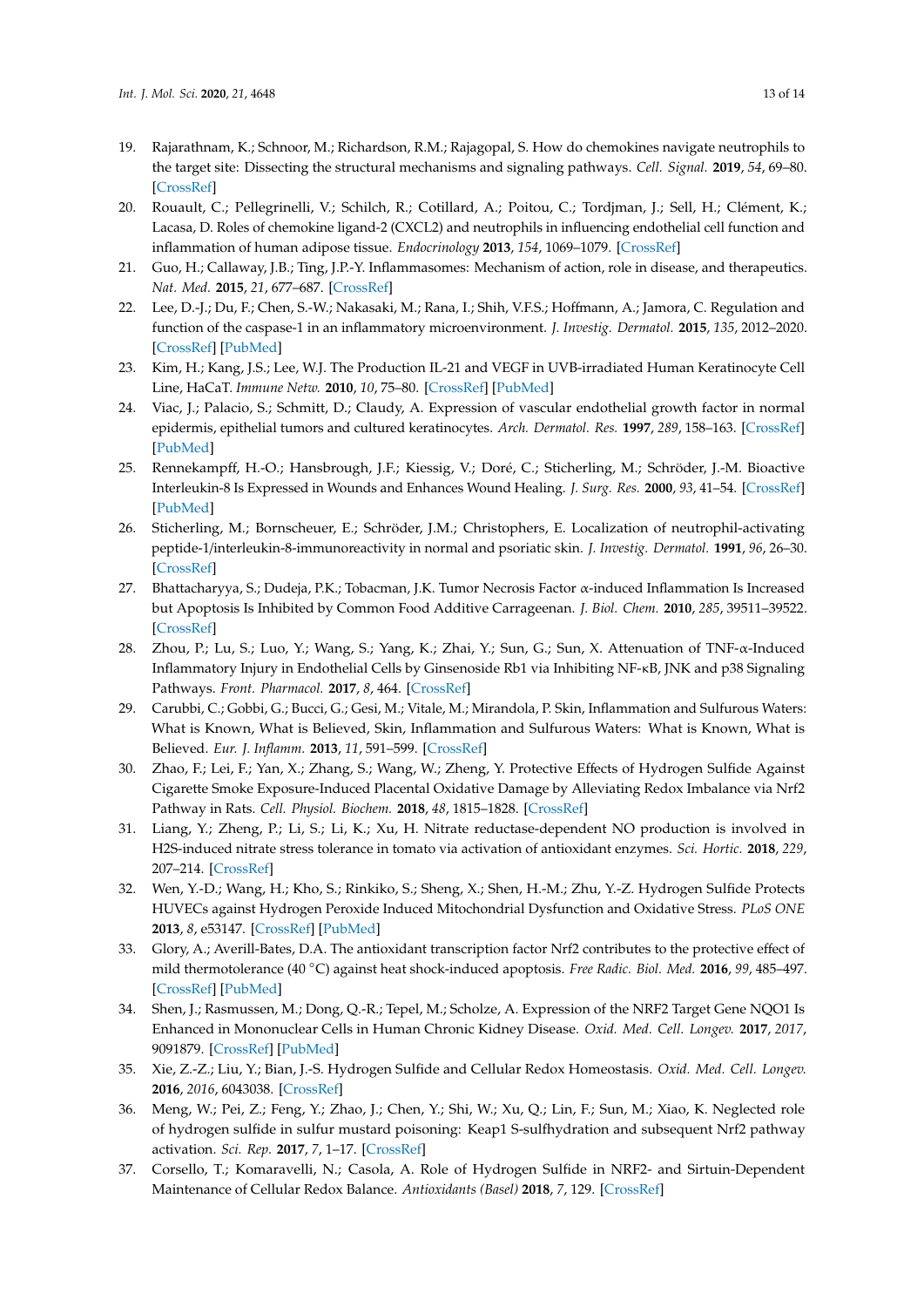19. Rajarathnam, K.; Schnoor, M.; Richardson, R.M.; Rajagopal, S. How do chemokines navigate neutrophils to the target site: Dissecting the structural mechanisms and signaling pathways. *Cell. Signal.* **2019**, *54*, 69–80. [CrossRef]
20. Rouault, C.; Pellegrinelli, V.; Schilch, R.; Cotillard, A.; Poitou, C.; Tordjman, J.; Sell, H.; Clément, K.; Lacasa, D. Roles of chemokine ligand-2 (CXCL2) and neutrophils in influencing endothelial cell function and inflammation of human adipose tissue. *Endocrinology* **2013**, *154*, 1069–1079. [CrossRef]
21. Guo, H.; Callaway, J.B.; Ting, J.P.-Y. Inflammasomes: Mechanism of action, role in disease, and therapeutics. *Nat. Med.* **2015**, *21*, 677–687. [CrossRef]
22. Lee, D.-J.; Du, F.; Chen, S.-W.; Nakasaki, M.; Rana, I.; Shih, V.F.S.; Hoffmann, A.; Jamora, C. Regulation and function of the caspase-1 in an inflammatory microenvironment. *J. Investig. Dermatol.* **2015**, *135*, 2012–2020. [CrossRef] [PubMed]
23. Kim, H.; Kang, J.S.; Lee, W.J. The Production IL-21 and VEGF in UVB-irradiated Human Keratinocyte Cell Line, HaCaT. *Immune Netw.* **2010**, *10*, 75–80. [CrossRef] [PubMed]
24. Viac, J.; Palacio, S.; Schmitt, D.; Claudy, A. Expression of vascular endothelial growth factor in normal epidermis, epithelial tumors and cultured keratinocytes. *Arch. Dermatol. Res.* **1997**, *289*, 158–163. [CrossRef] [PubMed]
25. Rennekampff, H.-O.; Hansbrough, J.F.; Kiessig, V.; Doré, C.; Sticherling, M.; Schröder, J.-M. Bioactive Interleukin-8 Is Expressed in Wounds and Enhances Wound Healing. *J. Surg. Res.* **2000**, *93*, 41–54. [CrossRef] [PubMed]
26. Sticherling, M.; Bornscheuer, E.; Schröder, J.M.; Christophers, E. Localization of neutrophil-activating peptide-1/interleukin-8-immunoreactivity in normal and psoriatic skin. *J. Investig. Dermatol.* **1991**, *96*, 26–30. [CrossRef]
27. Bhattacharyya, S.; Dudeja, P.K.; Tobacman, J.K. Tumor Necrosis Factor α-induced Inflammation Is Increased but Apoptosis Is Inhibited by Common Food Additive Carrageenan. *J. Biol. Chem.* **2010**, *285*, 39511–39522. [CrossRef]
28. Zhou, P.; Lu, S.; Luo, Y.; Wang, S.; Yang, K.; Zhai, Y.; Sun, G.; Sun, X. Attenuation of TNF-α-Induced Inflammatory Injury in Endothelial Cells by Ginsenoside Rb1 via Inhibiting NF-κB, JNK and p38 Signaling Pathways. *Front. Pharmacol.* **2017**, *8*, 464. [CrossRef]
29. Carubbi, C.; Gobbi, G.; Bucci, G.; Gesi, M.; Vitale, M.; Mirandola, P. Skin, Inflammation and Sulfurous Waters: What is Known, What is Believed, Skin, Inflammation and Sulfurous Waters: What is Known, What is Believed. *Eur. J. Inflamm.* **2013**, *11*, 591–599. [CrossRef]
30. Zhao, F.; Lei, F.; Yan, X.; Zhang, S.; Wang, W.; Zheng, Y. Protective Effects of Hydrogen Sulfide Against Cigarette Smoke Exposure-Induced Placental Oxidative Damage by Alleviating Redox Imbalance via Nrf2 Pathway in Rats. *Cell. Physiol. Biochem.* **2018**, *48*, 1815–1828. [CrossRef]
31. Liang, Y.; Zheng, P.; Li, S.; Li, K.; Xu, H. Nitrate reductase-dependent NO production is involved in H2S-induced nitrate stress tolerance in tomato via activation of antioxidant enzymes. *Sci. Hortic.* **2018**, *229*, 207–214. [CrossRef]
32. Wen, Y.-D.; Wang, H.; Kho, S.; Rinkiko, S.; Sheng, X.; Shen, H.-M.; Zhu, Y.-Z. Hydrogen Sulfide Protects HUVECs against Hydrogen Peroxide Induced Mitochondrial Dysfunction and Oxidative Stress. *PLoS ONE* **2013**, *8*, e53147. [CrossRef] [PubMed]
33. Glory, A.; Averill-Bates, D.A. The antioxidant transcription factor Nrf2 contributes to the protective effect of mild thermotolerance (40 °C) against heat shock-induced apoptosis. *Free Radic. Biol. Med.* **2016**, *99*, 485–497. [CrossRef] [PubMed]
34. Shen, J.; Rasmussen, M.; Dong, Q.-R.; Tepel, M.; Scholze, A. Expression of the NRF2 Target Gene NQO1 Is Enhanced in Mononuclear Cells in Human Chronic Kidney Disease. *Oxid. Med. Cell. Longev.* **2017**, *2017*, 9091879. [CrossRef] [PubMed]
35. Xie, Z.-Z.; Liu, Y.; Bian, J.-S. Hydrogen Sulfide and Cellular Redox Homeostasis. *Oxid. Med. Cell. Longev.* **2016**, *2016*, 6043038. [CrossRef]
36. Meng, W.; Pei, Z.; Feng, Y.; Zhao, J.; Chen, Y.; Shi, W.; Xu, Q.; Lin, F.; Sun, M.; Xiao, K. Neglected role of hydrogen sulfide in sulfur mustard poisoning: Keap1 S-sulfhydration and subsequent Nrf2 pathway activation. *Sci. Rep.* **2017**, *7*, 1–17. [CrossRef]
37. Corsello, T.; Komaravelli, N.; Casola, A. Role of Hydrogen Sulfide in NRF2- and Sirtuin-Dependent Maintenance of Cellular Redox Balance. *Antioxidants (Basel)* **2018**, *7*, 129. [CrossRef]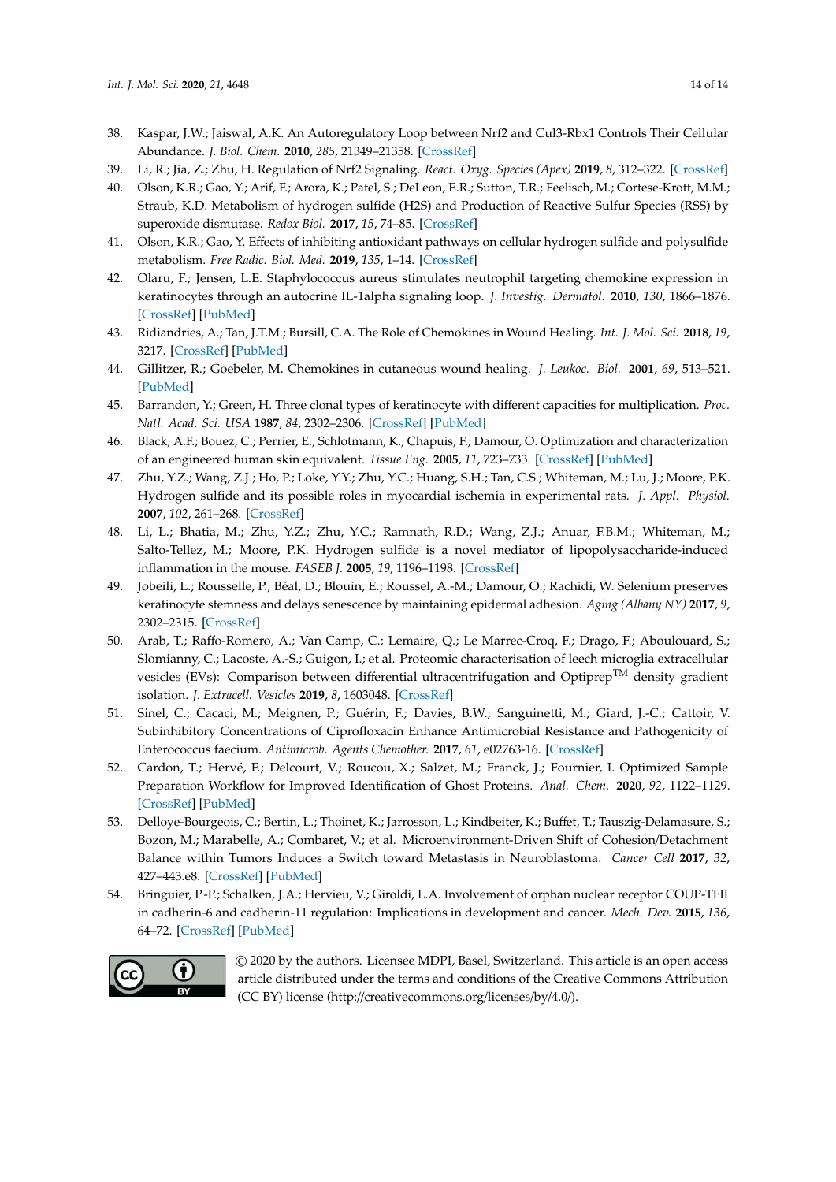38. Kaspar, J.W.; Jaiswal, A.K. An Autoregulatory Loop between Nrf2 and Cul3-Rbx1 Controls Their Cellular Abundance. *J. Biol. Chem.* **2010**, *285*, 21349–21358. [CrossRef]
39. Li, R.; Jia, Z.; Zhu, H. Regulation of Nrf2 Signaling. *React. Oxyg. Species (Apex)* **2019**, *8*, 312–322. [CrossRef]
40. Olson, K.R.; Gao, Y.; Arif, F.; Arora, K.; Patel, S.; DeLeon, E.R.; Sutton, T.R.; Feelisch, M.; Cortese-Krott, M.M.; Straub, K.D. Metabolism of hydrogen sulfide (H2S) and Production of Reactive Sulfur Species (RSS) by superoxide dismutase. *Redox Biol.* **2017**, *15*, 74–85. [CrossRef]
41. Olson, K.R.; Gao, Y. Effects of inhibiting antioxidant pathways on cellular hydrogen sulfide and polysulfide metabolism. *Free Radic. Biol. Med.* **2019**, *135*, 1–14. [CrossRef]
42. Olaru, F.; Jensen, L.E. Staphylococcus aureus stimulates neutrophil targeting chemokine expression in keratinocytes through an autocrine IL-1alpha signaling loop. *J. Investig. Dermatol.* **2010**, *130*, 1866–1876. [CrossRef] [PubMed]
43. Ridiandries, A.; Tan, J.T.M.; Bursill, C.A. The Role of Chemokines in Wound Healing. *Int. J. Mol. Sci.* **2018**, *19*, 3217. [CrossRef] [PubMed]
44. Gillitzer, R.; Goebeler, M. Chemokines in cutaneous wound healing. *J. Leukoc. Biol.* **2001**, *69*, 513–521. [PubMed]
45. Barrandon, Y.; Green, H. Three clonal types of keratinocyte with different capacities for multiplication. *Proc. Natl. Acad. Sci. USA* **1987**, *84*, 2302–2306. [CrossRef] [PubMed]
46. Black, A.F.; Bouez, C.; Perrier, E.; Schlotmann, K.; Chapuis, F.; Damour, O. Optimization and characterization of an engineered human skin equivalent. *Tissue Eng.* **2005**, *11*, 723–733. [CrossRef] [PubMed]
47. Zhu, Y.Z.; Wang, Z.J.; Ho, P.; Loke, Y.Y.; Zhu, Y.C.; Huang, S.H.; Tan, C.S.; Whiteman, M.; Lu, J.; Moore, P.K. Hydrogen sulfide and its possible roles in myocardial ischemia in experimental rats. *J. Appl. Physiol.* **2007**, *102*, 261–268. [CrossRef]
48. Li, L.; Bhatia, M.; Zhu, Y.Z.; Zhu, Y.C.; Ramnath, R.D.; Wang, Z.J.; Anuar, F.B.M.; Whiteman, M.; Salto-Tellez, M.; Moore, P.K. Hydrogen sulfide is a novel mediator of lipopolysaccharide-induced inflammation in the mouse. *FASEB J.* **2005**, *19*, 1196–1198. [CrossRef]
49. Jobeili, L.; Rousselle, P.; Béal, D.; Blouin, E.; Roussel, A.-M.; Damour, O.; Rachidi, W. Selenium preserves keratinocyte stemness and delays senescence by maintaining epidermal adhesion. *Aging (Albany NY)* **2017**, *9*, 2302–2315. [CrossRef]
50. Arab, T.; Raffo-Romero, A.; Van Camp, C.; Lemaire, Q.; Le Marrec-Croq, F.; Drago, F.; Aboulouard, S.; Slomianny, C.; Lacoste, A.-S.; Guigon, I.; et al. Proteomic characterisation of leech microglia extracellular vesicles (EVs): Comparison between differential ultracentrifugation and Optiprep™ density gradient isolation. *J. Extracell. Vesicles* **2019**, *8*, 1603048. [CrossRef]
51. Sinel, C.; Cacaci, M.; Meignen, P.; Guérin, F.; Davies, B.W.; Sanguinetti, M.; Giard, J.-C.; Cattoir, V. Subinhibitory Concentrations of Ciprofloxacin Enhance Antimicrobial Resistance and Pathogenicity of Enterococcus faecium. *Antimicrob. Agents Chemother.* **2017**, *61*, e02763-16. [CrossRef]
52. Cardon, T.; Hervé, F.; Delcourt, V.; Roucou, X.; Salzet, M.; Franck, J.; Fournier, I. Optimized Sample Preparation Workflow for Improved Identification of Ghost Proteins. *Anal. Chem.* **2020**, *92*, 1122–1129. [CrossRef] [PubMed]
53. Delloye-Bourgeois, C.; Bertin, L.; Thoinet, K.; Jarrosson, L.; Kindbeiter, K.; Buffet, T.; Tauszig-Delamasure, S.; Bozon, M.; Marabelle, A.; Combaret, V.; et al. Microenvironment-Driven Shift of Cohesion/Detachment Balance within Tumors Induces a Switch toward Metastasis in Neuroblastoma. *Cancer Cell* **2017**, *32*, 427–443.e8. [CrossRef] [PubMed]
54. Bringuier, P.-P.; Schalken, J.A.; Hervieu, V.; Giroldi, L.A. Involvement of orphan nuclear receptor COUP-TFII in cadherin-6 and cadherin-11 regulation: Implications in development and cancer. *Mech. Dev.* **2015**, *136*, 64–72. [CrossRef] [PubMed]

© 2020 by the authors. Licensee MDPI, Basel, Switzerland. This article is an open access article distributed under the terms and conditions of the Creative Commons Attribution (CC BY) license (http://creativecommons.org/licenses/by/4.0/).